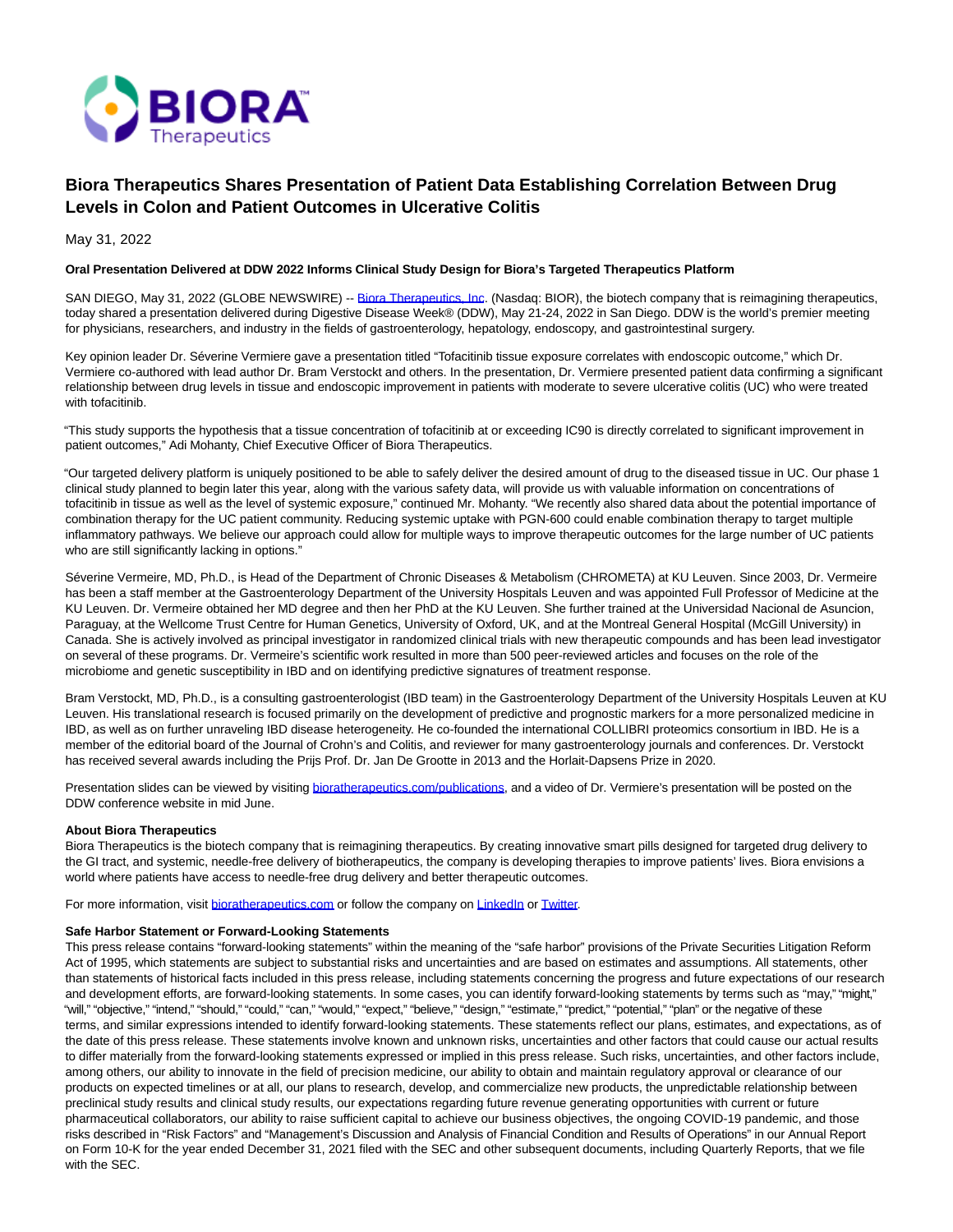# Biora Therapeutics Shares Presentation of Patient Data Establishing Correlation Between Drug Levels in Colon and Patient Outcomes in Ulcerative Colitis

May 31, 2022

**Oral Presentation Delivered at DDW 2022 Informs Clinical Study Design for Biora's Targeted Therapeutics Platform**

SAN DIEGO, May 31, 2022 (GLOBE NEWSWIRE) -- Biora Therapeutics, Inc. (Nasdaq: BIOR), the biotech company that is reimagining therapeutics, today shared a presentation delivered during Digestive Disease Week® (DDW), May 21-24, 2022 in San Diego. DDW is the world's premier meeting for physicians, researchers, and industry in the fields of gastroenterology, hepatology, endoscopy, and gastrointestinal surgery.

Key opinion leader Dr. Séverine Vermiere gave a presentation titled "Tofacitinib tissue exposure correlates with endoscopic outcome," which Dr. Vermiere co-authored with lead author Dr. Bram Verstockt and others. In the presentation, Dr. Vermiere presented patient data confirming a significant relationship between drug levels in tissue and endoscopic improvement in patients with moderate to severe ulcerative colitis (UC) who were treated with tofacitinib.

"This study supports the hypothesis that a tissue concentration of tofacitinib at or exceeding IC90 is directly correlated to significant improvement in patient outcomes," Adi Mohanty, Chief Executive Officer of Biora Therapeutics.

"Our targeted delivery platform is uniquely positioned to be able to safely deliver the desired amount of drug to the diseased tissue in UC. Our phase 1 clinical study planned to begin later this year, along with the various safety data, will provide us with valuable information on concentrations of tofacitinib in tissue as well as the level of systemic exposure," continued Mr. Mohanty. "We recently also shared data about the potential importance of combination therapy for the UC patient community. Reducing systemic uptake with PGN-600 could enable combination therapy to target multiple inflammatory pathways. We believe our approach could allow for multiple ways to improve therapeutic outcomes for the large number of UC patients who are still significantly lacking in options."

Séverine Vermeire, MD, Ph.D., is Head of the Department of Chronic Diseases & Metabolism (CHROMETA) at KU Leuven. Since 2003, Dr. Vermeire has been a staff member at the Gastroenterology Department of the University Hospitals Leuven and was appointed Full Professor of Medicine at the KU Leuven. Dr. Vermeire obtained her MD degree and then her PhD at the KU Leuven. She further trained at the Universidad Nacional de Asuncion, Paraguay, at the Wellcome Trust Centre for Human Genetics, University of Oxford, UK, and at the Montreal General Hospital (McGill University) in Canada. She is actively involved as principal investigator in randomized clinical trials with new therapeutic compounds and has been lead investigator on several of these programs. Dr. Vermeire's scientific work resulted in more than 500 peer-reviewed articles and focuses on the role of the microbiome and genetic susceptibility in IBD and on identifying predictive signatures of treatment response.

Bram Verstockt, MD, Ph.D., is a consulting gastroenterologist (IBD team) in the Gastroenterology Department of the University Hospitals Leuven at KU Leuven. His translational research is focused primarily on the development of predictive and prognostic markers for a more personalized medicine in IBD, as well as on further unraveling IBD disease heterogeneity. He co-founded the international COLLIBRI proteomics consortium in IBD. He is a member of the editorial board of the Journal of Crohn's and Colitis, and reviewer for many gastroenterology journals and conferences. Dr. Verstockt has received several awards including the Prijs Prof. Dr. Jan De Grootte in 2013 and the Horlait-Dapsens Prize in 2020.

Presentation slides can be viewed by visiting bioratherapeutics.com/publications, and a video of Dr. Vermiere's presentation will be posted on the DDW conference website in mid June.

**About Biora Therapeutics**

Biora Therapeutics is the biotech company that is reimagining therapeutics. By creating innovative smart pills designed for targeted drug delivery to the GI tract, and systemic, needle-free delivery of biotherapeutics, the company is developing therapies to improve patients' lives. Biora envisions a world where patients have access to needle-free drug delivery and better therapeutic outcomes.

For more information, visit bioratherapeutics.com or follow the company on LinkedIn or Twitter.

**Safe Harbor Statement or Forward-Looking Statements**

This press release contains "forward-looking statements" within the meaning of the "safe harbor" provisions of the Private Securities Litigation Reform Act of 1995, which statements are subject to substantial risks and uncertainties and are based on estimates and assumptions. All statements, other than statements of historical facts included in this press release, including statements concerning the progress and future expectations of our research and development efforts, are forward-looking statements. In some cases, you can identify forward-looking statements by terms such as "may," "might," "will," "objective," "intend," "should," "could," "can," "would," "expect," "believe," "design," "estimate," "predict," "potential," "plan" or the negative of these terms, and similar expressions intended to identify forward-looking statements. These statements reflect our plans, estimates, and expectations, as of the date of this press release. These statements involve known and unknown risks, uncertainties and other factors that could cause our actual results to differ materially from the forward-looking statements expressed or implied in this press release. Such risks, uncertainties, and other factors include, among others, our ability to innovate in the field of precision medicine, our ability to obtain and maintain regulatory approval or clearance of our products on expected timelines or at all, our plans to research, develop, and commercialize new products, the unpredictable relationship between preclinical study results and clinical study results, our expectations regarding future revenue generating opportunities with current or future pharmaceutical collaborators, our ability to raise sufficient capital to achieve our business objectives, the ongoing COVID-19 pandemic, and those risks described in "Risk Factors" and "Management's Discussion and Analysis of Financial Condition and Results of Operations" in our Annual Report on Form 10-K for the year ended December 31, 2021 filed with the SEC and other subsequent documents, including Quarterly Reports, that we file with the SEC.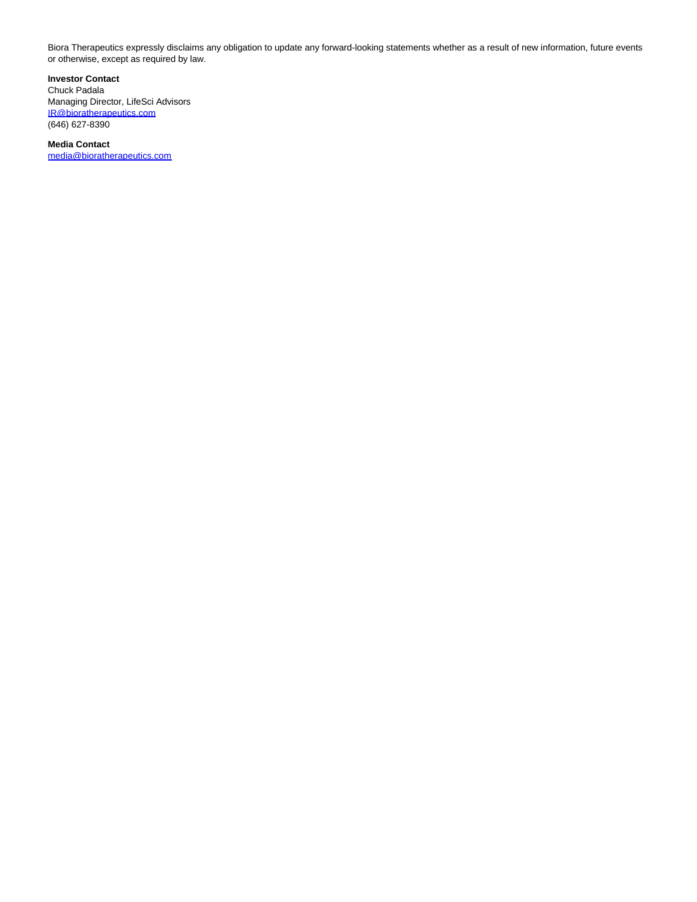Biora Therapeutics expressly disclaims any obligation to update any forward-looking statements whether as a result of new information, future events or otherwise, except as required by law.

**Investor Contact**
Chuck Padala
Managing Director, LifeSci Advisors
IR@bioratherapeutics.com
(646) 627-8390

**Media Contact**
media@bioratherapeutics.com